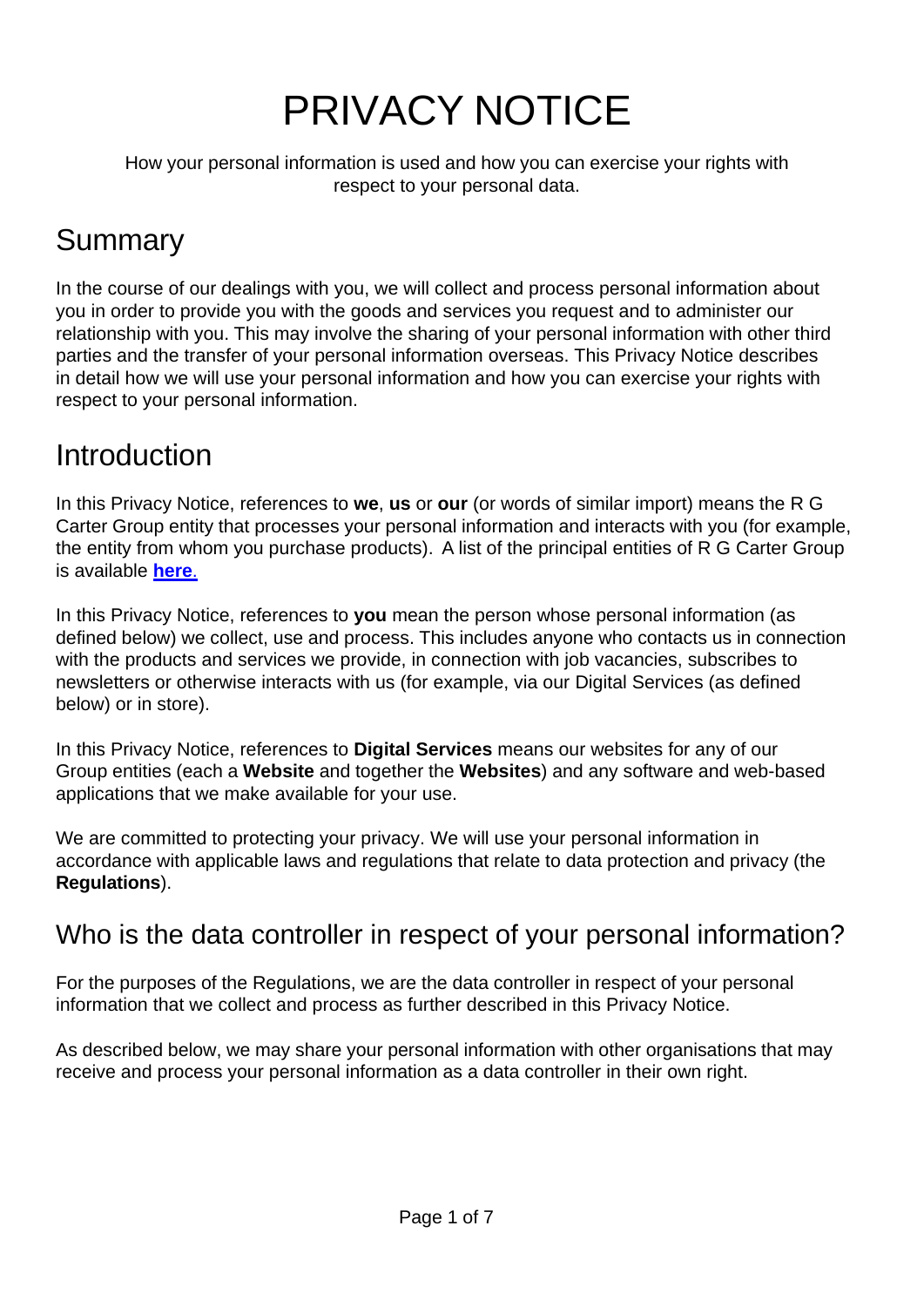# PRIVACY NOTICE

How your personal information is used and how you can exercise your rights with respect to your personal data.

## Summary

In the course of our dealings with you, we will collect and process personal information about you in order to provide you with the goods and services you request and to administer our relationship with you. This may involve the sharing of your personal information with other third parties and the transfer of your personal information overseas. This Privacy Notice describes in detail how we will use your personal information and how you can exercise your rights with respect to your personal information.

## Introduction

In this Privacy Notice, references to **we**, **us** or **our** (or words of similar import) means the R G Carter Group entity that processes your personal information and interacts with you (for example, the entity from whom you purchase products). A list of the principal entities of R G Carter Group is available **here**.

In this Privacy Notice, references to **you** mean the person whose personal information (as defined below) we collect, use and process. This includes anyone who contacts us in connection with the products and services we provide, in connection with job vacancies, subscribes to newsletters or otherwise interacts with us (for example, via our Digital Services (as defined below) or in store).

In this Privacy Notice, references to **Digital Services** means our websites for any of our Group entities (each a **Website** and together the **Websites**) and any software and web-based applications that we make available for your use.

We are committed to protecting your privacy. We will use your personal information in accordance with applicable laws and regulations that relate to data protection and privacy (the **Regulations**).

### Who is the data controller in respect of your personal information?

For the purposes of the Regulations, we are the data controller in respect of your personal information that we collect and process as further described in this Privacy Notice.

As described below, we may share your personal information with other organisations that may receive and process your personal information as a data controller in their own right.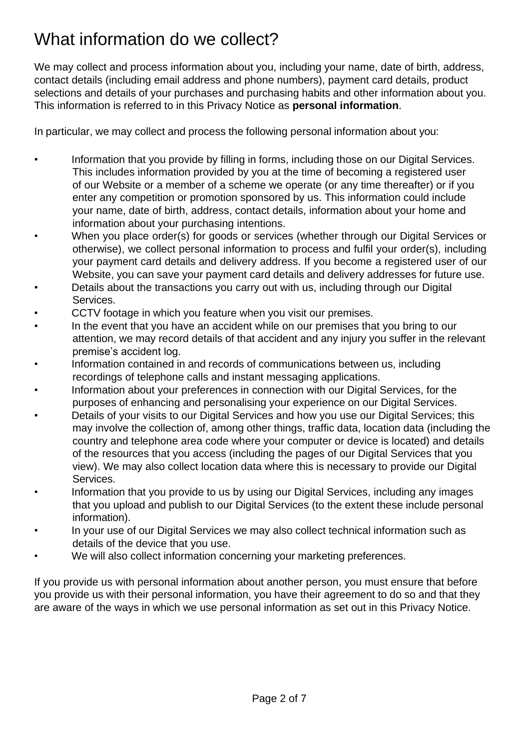# What information do we collect?

We may collect and process information about you, including your name, date of birth, address, contact details (including email address and phone numbers), payment card details, product selections and details of your purchases and purchasing habits and other information about you. This information is referred to in this Privacy Notice as **personal information**.

In particular, we may collect and process the following personal information about you:

- Information that you provide by filling in forms, including those on our Digital Services. This includes information provided by you at the time of becoming a registered user of our Website or a member of a scheme we operate (or any time thereafter) or if you enter any competition or promotion sponsored by us. This information could include your name, date of birth, address, contact details, information about your home and information about your purchasing intentions.
- When you place order(s) for goods or services (whether through our Digital Services or otherwise), we collect personal information to process and fulfil your order(s), including your payment card details and delivery address. If you become a registered user of our Website, you can save your payment card details and delivery addresses for future use.
- Details about the transactions you carry out with us, including through our Digital Services.
- CCTV footage in which you feature when you visit our premises.
- In the event that you have an accident while on our premises that you bring to our attention, we may record details of that accident and any injury you suffer in the relevant premise's accident log.
- Information contained in and records of communications between us, including recordings of telephone calls and instant messaging applications.
- Information about your preferences in connection with our Digital Services, for the purposes of enhancing and personalising your experience on our Digital Services.
- Details of your visits to our Digital Services and how you use our Digital Services; this may involve the collection of, among other things, traffic data, location data (including the country and telephone area code where your computer or device is located) and details of the resources that you access (including the pages of our Digital Services that you view). We may also collect location data where this is necessary to provide our Digital Services.
- Information that you provide to us by using our Digital Services, including any images that you upload and publish to our Digital Services (to the extent these include personal information).
- In your use of our Digital Services we may also collect technical information such as details of the device that you use.
- We will also collect information concerning your marketing preferences.

If you provide us with personal information about another person, you must ensure that before you provide us with their personal information, you have their agreement to do so and that they are aware of the ways in which we use personal information as set out in this Privacy Notice.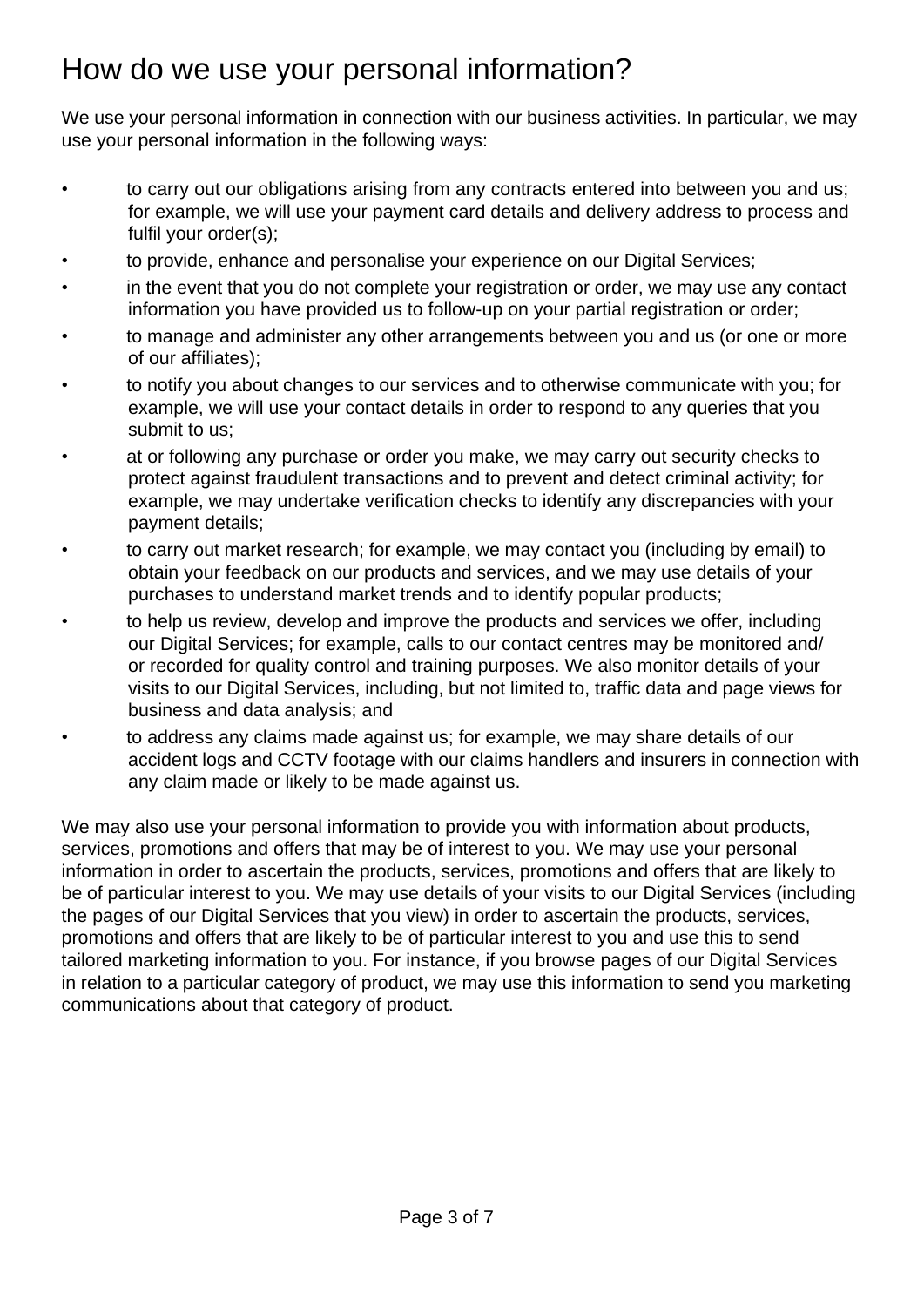# How do we use your personal information?

We use your personal information in connection with our business activities. In particular, we may use your personal information in the following ways:

- to carry out our obligations arising from any contracts entered into between you and us; for example, we will use your payment card details and delivery address to process and fulfil your order(s);
- to provide, enhance and personalise your experience on our Digital Services;
- in the event that you do not complete your registration or order, we may use any contact information you have provided us to follow-up on your partial registration or order;
- to manage and administer any other arrangements between you and us (or one or more of our affiliates);
- to notify you about changes to our services and to otherwise communicate with you; for example, we will use your contact details in order to respond to any queries that you submit to us;
- at or following any purchase or order you make, we may carry out security checks to protect against fraudulent transactions and to prevent and detect criminal activity; for example, we may undertake verification checks to identify any discrepancies with your payment details;
- to carry out market research; for example, we may contact you (including by email) to obtain your feedback on our products and services, and we may use details of your purchases to understand market trends and to identify popular products;
- to help us review, develop and improve the products and services we offer, including our Digital Services; for example, calls to our contact centres may be monitored and/ or recorded for quality control and training purposes. We also monitor details of your visits to our Digital Services, including, but not limited to, traffic data and page views for business and data analysis; and
- to address any claims made against us; for example, we may share details of our accident logs and CCTV footage with our claims handlers and insurers in connection with any claim made or likely to be made against us.

We may also use your personal information to provide you with information about products, services, promotions and offers that may be of interest to you. We may use your personal information in order to ascertain the products, services, promotions and offers that are likely to be of particular interest to you. We may use details of your visits to our Digital Services (including the pages of our Digital Services that you view) in order to ascertain the products, services, promotions and offers that are likely to be of particular interest to you and use this to send tailored marketing information to you. For instance, if you browse pages of our Digital Services in relation to a particular category of product, we may use this information to send you marketing communications about that category of product.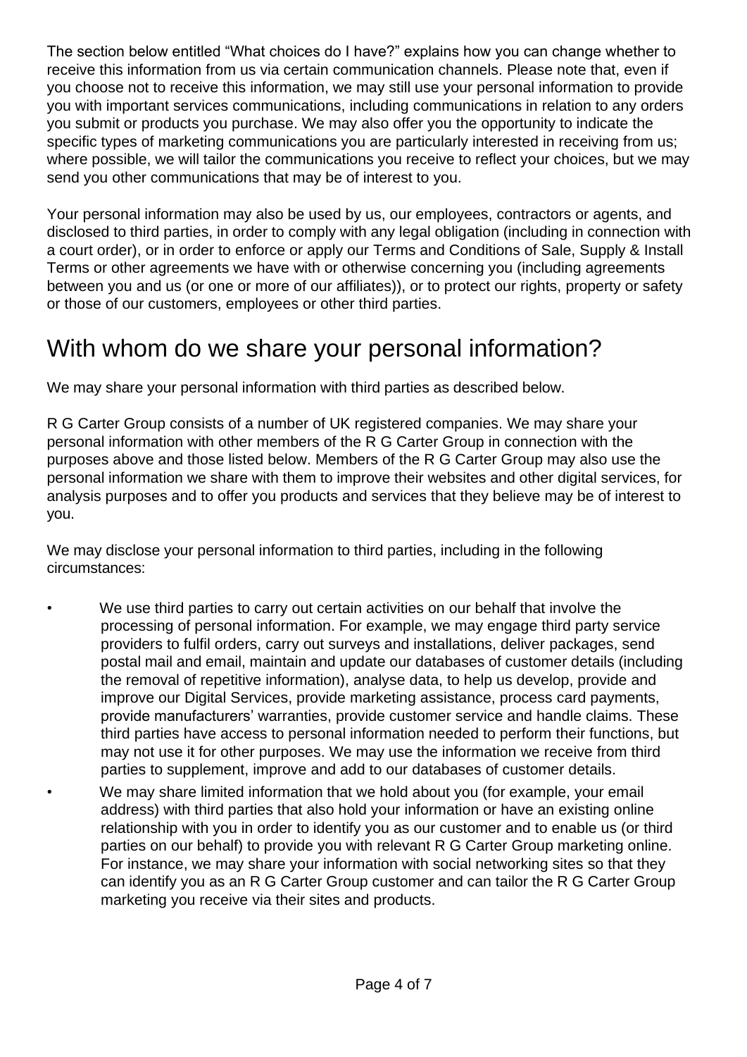The section below entitled “What choices do I have?” explains how you can change whether to receive this information from us via certain communication channels. Please note that, even if you choose not to receive this information, we may still use your personal information to provide you with important services communications, including communications in relation to any orders you submit or products you purchase. We may also offer you the opportunity to indicate the specific types of marketing communications you are particularly interested in receiving from us; where possible, we will tailor the communications you receive to reflect your choices, but we may send you other communications that may be of interest to you.

Your personal information may also be used by us, our employees, contractors or agents, and disclosed to third parties, in order to comply with any legal obligation (including in connection with a court order), or in order to enforce or apply our Terms and Conditions of Sale, Supply & Install Terms or other agreements we have with or otherwise concerning you (including agreements between you and us (or one or more of our affiliates)), or to protect our rights, property or safety or those of our customers, employees or other third parties.

# With whom do we share your personal information?

We may share your personal information with third parties as described below.

R G Carter Group consists of a number of UK registered companies. We may share your personal information with other members of the R G Carter Group in connection with the purposes above and those listed below. Members of the R G Carter Group may also use the personal information we share with them to improve their websites and other digital services, for analysis purposes and to offer you products and services that they believe may be of interest to you.

We may disclose your personal information to third parties, including in the following circumstances:

- We use third parties to carry out certain activities on our behalf that involve the processing of personal information. For example, we may engage third party service providers to fulfil orders, carry out surveys and installations, deliver packages, send postal mail and email, maintain and update our databases of customer details (including the removal of repetitive information), analyse data, to help us develop, provide and improve our Digital Services, provide marketing assistance, process card payments, provide manufacturers’ warranties, provide customer service and handle claims. These third parties have access to personal information needed to perform their functions, but may not use it for other purposes. We may use the information we receive from third parties to supplement, improve and add to our databases of customer details.
- We may share limited information that we hold about you (for example, your email address) with third parties that also hold your information or have an existing online relationship with you in order to identify you as our customer and to enable us (or third parties on our behalf) to provide you with relevant R G Carter Group marketing online. For instance, we may share your information with social networking sites so that they can identify you as an R G Carter Group customer and can tailor the R G Carter Group marketing you receive via their sites and products.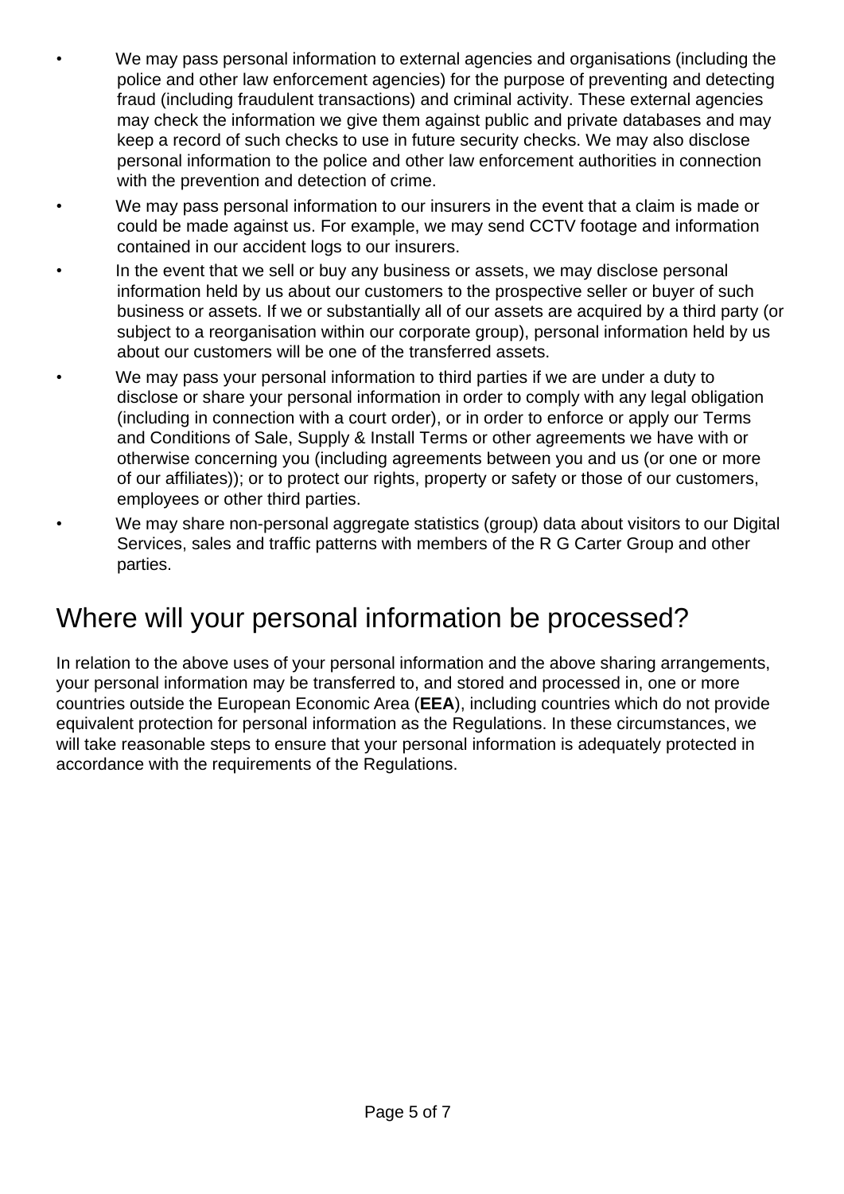- We may pass personal information to external agencies and organisations (including the police and other law enforcement agencies) for the purpose of preventing and detecting fraud (including fraudulent transactions) and criminal activity. These external agencies may check the information we give them against public and private databases and may keep a record of such checks to use in future security checks. We may also disclose personal information to the police and other law enforcement authorities in connection with the prevention and detection of crime.
- We may pass personal information to our insurers in the event that a claim is made or could be made against us. For example, we may send CCTV footage and information contained in our accident logs to our insurers.
- In the event that we sell or buy any business or assets, we may disclose personal information held by us about our customers to the prospective seller or buyer of such business or assets. If we or substantially all of our assets are acquired by a third party (or subject to a reorganisation within our corporate group), personal information held by us about our customers will be one of the transferred assets.
- We may pass your personal information to third parties if we are under a duty to disclose or share your personal information in order to comply with any legal obligation (including in connection with a court order), or in order to enforce or apply our Terms and Conditions of Sale, Supply & Install Terms or other agreements we have with or otherwise concerning you (including agreements between you and us (or one or more of our affiliates)); or to protect our rights, property or safety or those of our customers, employees or other third parties.
- We may share non-personal aggregate statistics (group) data about visitors to our Digital Services, sales and traffic patterns with members of the R G Carter Group and other parties.

## Where will your personal information be processed?

In relation to the above uses of your personal information and the above sharing arrangements, your personal information may be transferred to, and stored and processed in, one or more countries outside the European Economic Area (**EEA**), including countries which do not provide equivalent protection for personal information as the Regulations. In these circumstances, we will take reasonable steps to ensure that your personal information is adequately protected in accordance with the requirements of the Regulations.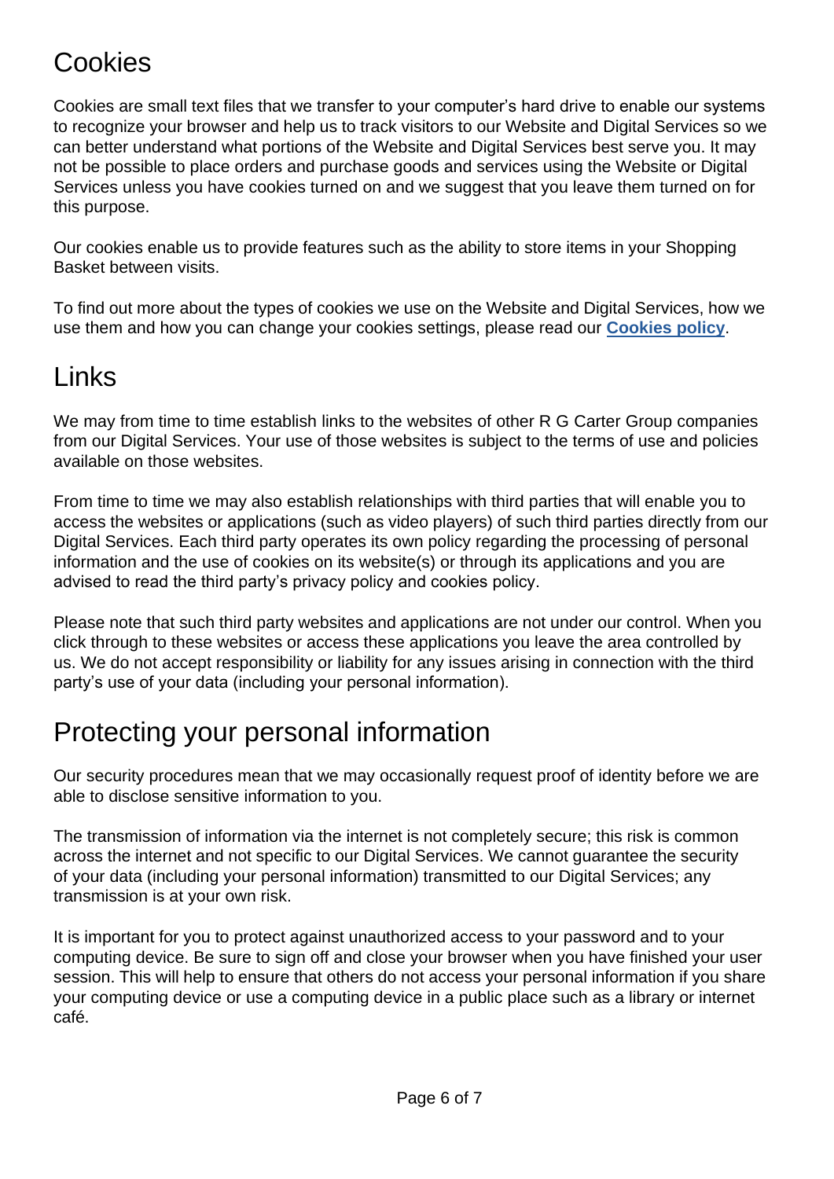## Cookies

Cookies are small text files that we transfer to your computer's hard drive to enable our systems to recognize your browser and help us to track visitors to our Website and Digital Services so we can better understand what portions of the Website and Digital Services best serve you. It may not be possible to place orders and purchase goods and services using the Website or Digital Services unless you have cookies turned on and we suggest that you leave them turned on for this purpose.

Our cookies enable us to provide features such as the ability to store items in your Shopping Basket between visits.

To find out more about the types of cookies we use on the Website and Digital Services, how we use them and how you can change your cookies settings, please read our **Cookies policy**.

## Links

We may from time to time establish links to the websites of other R G Carter Group companies from our Digital Services. Your use of those websites is subject to the terms of use and policies available on those websites.

From time to time we may also establish relationships with third parties that will enable you to access the websites or applications (such as video players) of such third parties directly from our Digital Services. Each third party operates its own policy regarding the processing of personal information and the use of cookies on its website(s) or through its applications and you are advised to read the third party's privacy policy and cookies policy.

Please note that such third party websites and applications are not under our control. When you click through to these websites or access these applications you leave the area controlled by us. We do not accept responsibility or liability for any issues arising in connection with the third party's use of your data (including your personal information).

## Protecting your personal information

Our security procedures mean that we may occasionally request proof of identity before we are able to disclose sensitive information to you.

The transmission of information via the internet is not completely secure; this risk is common across the internet and not specific to our Digital Services. We cannot guarantee the security of your data (including your personal information) transmitted to our Digital Services; any transmission is at your own risk.

It is important for you to protect against unauthorized access to your password and to your computing device. Be sure to sign off and close your browser when you have finished your user session. This will help to ensure that others do not access your personal information if you share your computing device or use a computing device in a public place such as a library or internet café.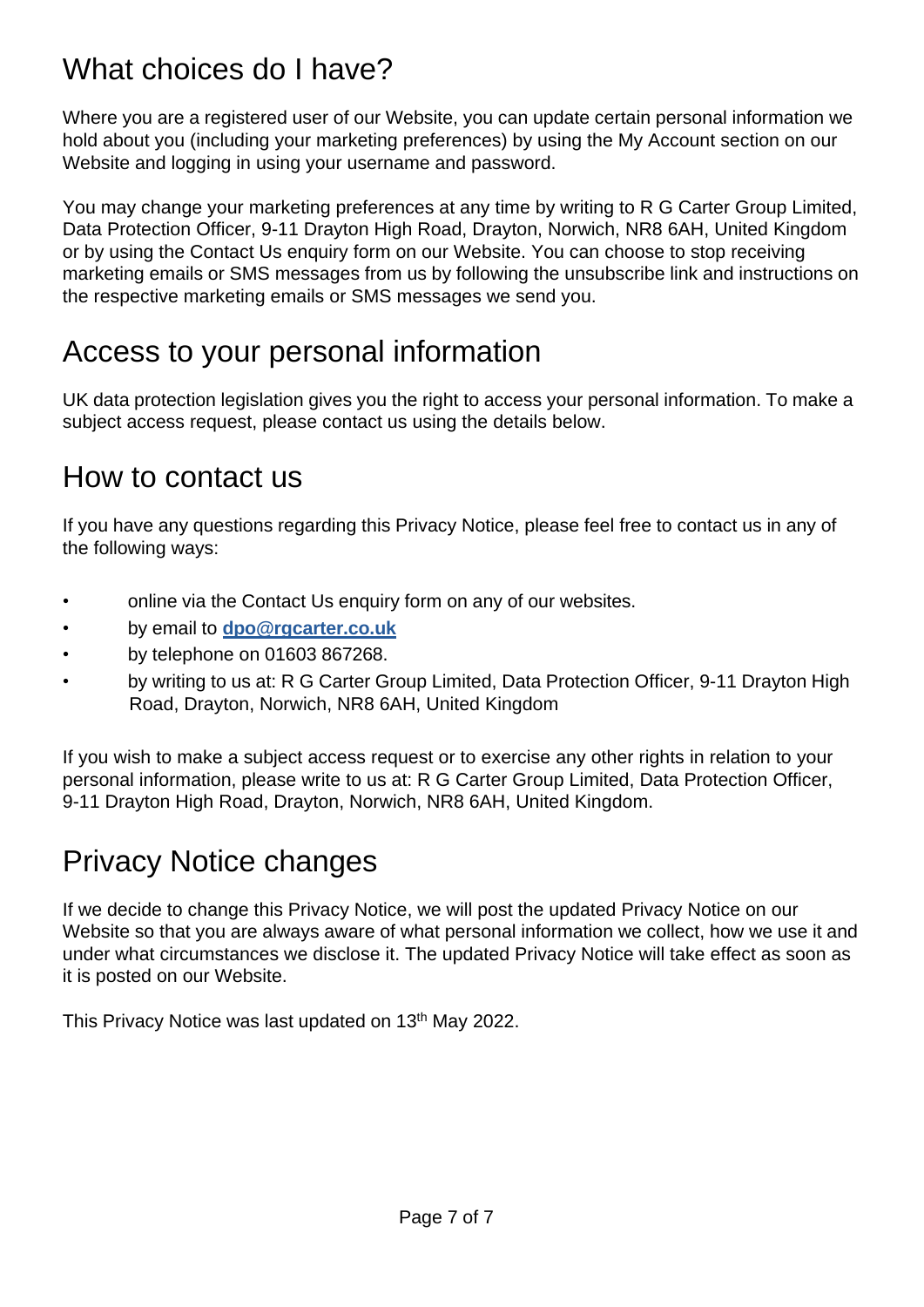## What choices do I have?

Where you are a registered user of our Website, you can update certain personal information we hold about you (including your marketing preferences) by using the My Account section on our Website and logging in using your username and password.

You may change your marketing preferences at any time by writing to R G Carter Group Limited, Data Protection Officer, 9-11 Drayton High Road, Drayton, Norwich, NR8 6AH, United Kingdom or by using the Contact Us enquiry form on our Website. You can choose to stop receiving marketing emails or SMS messages from us by following the unsubscribe link and instructions on the respective marketing emails or SMS messages we send you.

## Access to your personal information

UK data protection legislation gives you the right to access your personal information. To make a subject access request, please contact us using the details below.

## How to contact us

If you have any questions regarding this Privacy Notice, please feel free to contact us in any of the following ways:

- online via the Contact Us enquiry form on any of our websites.
- by email to **dpo@rgcarter.co.uk**
- by telephone on 01603 867268.
- by writing to us at: R G Carter Group Limited, Data Protection Officer, 9-11 Drayton High Road, Drayton, Norwich, NR8 6AH, United Kingdom

If you wish to make a subject access request or to exercise any other rights in relation to your personal information, please write to us at: R G Carter Group Limited, Data Protection Officer, 9-11 Drayton High Road, Drayton, Norwich, NR8 6AH, United Kingdom.

## Privacy Notice changes

If we decide to change this Privacy Notice, we will post the updated Privacy Notice on our Website so that you are always aware of what personal information we collect, how we use it and under what circumstances we disclose it. The updated Privacy Notice will take effect as soon as it is posted on our Website.

This Privacy Notice was last updated on 13th May 2022.